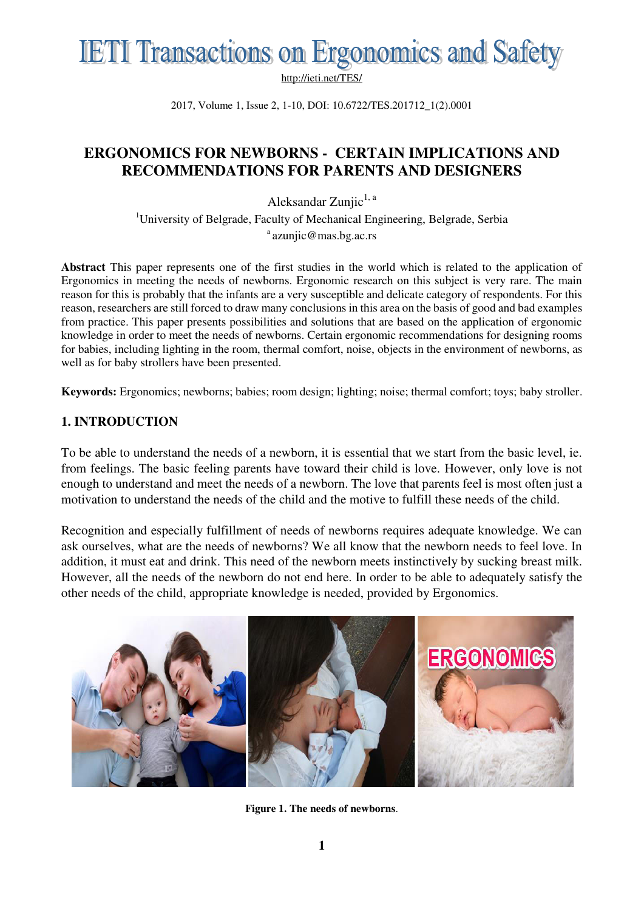# ERGONOMICS FOR NEWBORNS - CERTAIN IMPLICATIONS AND RECOMMENDATIONS FOR PARENTS AND DESIGNERS

Aleksandar Zunjic[1, a]

[1]University of Belgrade, Faculty of Mechanical Engineering, Belgrade, Serbia

[a] azunjic@mas.bg.ac.rs

**Abstract** This paper represents one of the first studies in the world which is related to the application of Ergonomics in meeting the needs of newborns. Ergonomic research on this subject is very rare. The main reason for this is probably that the infants are a very susceptible and delicate category of respondents. For this reason, researchers are still forced to draw many conclusions in this area on the basis of good and bad examples from practice. This paper presents possibilities and solutions that are based on the application of ergonomic knowledge in order to meet the needs of newborns. Certain ergonomic recommendations for designing rooms for babies, including lighting in the room, thermal comfort, noise, objects in the environment of newborns, as well as for baby strollers have been presented.

**Keywords:** Ergonomics; newborns; babies; room design; lighting; noise; thermal comfort; toys; baby stroller.

## 1. INTRODUCTION

To be able to understand the needs of a newborn, it is essential that we start from the basic level, ie. from feelings. The basic feeling parents have toward their child is love. However, only love is not enough to understand and meet the needs of a newborn. The love that parents feel is most often just a motivation to understand the needs of the child and the motive to fulfill these needs of the child.

Recognition and especially fulfillment of needs of newborns requires adequate knowledge. We can ask ourselves, what are the needs of newborns? We all know that the newborn needs to feel love. In addition, it must eat and drink. This need of the newborn meets instinctively by sucking breast milk. However, all the needs of the newborn do not end here. In order to be able to adequately satisfy the other needs of the child, appropriate knowledge is needed, provided by Ergonomics.

**Figure 1. The needs of newborns**.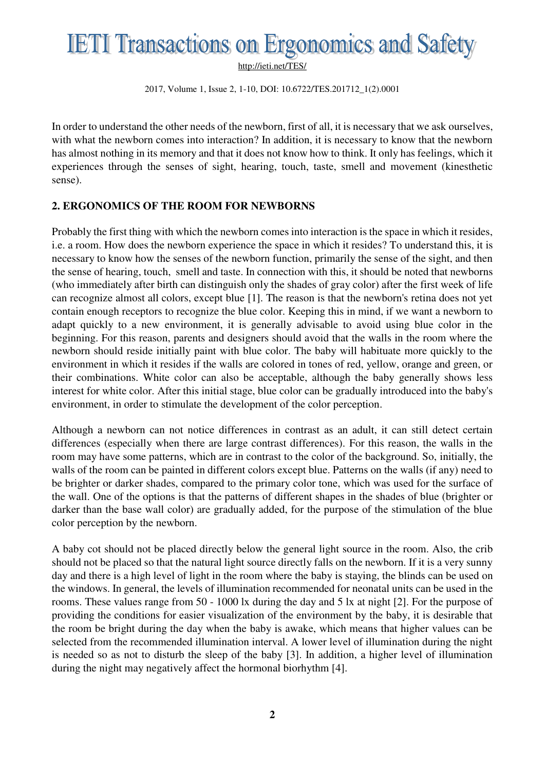In order to understand the other needs of the newborn, first of all, it is necessary that we ask ourselves, with what the newborn comes into interaction? In addition, it is necessary to know that the newborn has almost nothing in its memory and that it does not know how to think. It only has feelings, which it experiences through the senses of sight, hearing, touch, taste, smell and movement (kinesthetic sense).

## 2. ERGONOMICS OF THE ROOM FOR NEWBORNS

Probably the first thing with which the newborn comes into interaction is the space in which it resides, i.e. a room. How does the newborn experience the space in which it resides? To understand this, it is necessary to know how the senses of the newborn function, primarily the sense of the sight, and then the sense of hearing, touch, smell and taste. In connection with this, it should be noted that newborns (who immediately after birth can distinguish only the shades of gray color) after the first week of life can recognize almost all colors, except blue [1]. The reason is that the newborn's retina does not yet contain enough receptors to recognize the blue color. Keeping this in mind, if we want a newborn to adapt quickly to a new environment, it is generally advisable to avoid using blue color in the beginning. For this reason, parents and designers should avoid that the walls in the room where the newborn should reside initially paint with blue color. The baby will habituate more quickly to the environment in which it resides if the walls are colored in tones of red, yellow, orange and green, or their combinations. White color can also be acceptable, although the baby generally shows less interest for white color. After this initial stage, blue color can be gradually introduced into the baby's environment, in order to stimulate the development of the color perception.

Although a newborn can not notice differences in contrast as an adult, it can still detect certain differences (especially when there are large contrast differences). For this reason, the walls in the room may have some patterns, which are in contrast to the color of the background. So, initially, the walls of the room can be painted in different colors except blue. Patterns on the walls (if any) need to be brighter or darker shades, compared to the primary color tone, which was used for the surface of the wall. One of the options is that the patterns of different shapes in the shades of blue (brighter or darker than the base wall color) are gradually added, for the purpose of the stimulation of the blue color perception by the newborn.

A baby cot should not be placed directly below the general light source in the room. Also, the crib should not be placed so that the natural light source directly falls on the newborn. If it is a very sunny day and there is a high level of light in the room where the baby is staying, the blinds can be used on the windows. In general, the levels of illumination recommended for neonatal units can be used in the rooms. These values range from 50 - 1000 lx during the day and 5 lx at night [2]. For the purpose of providing the conditions for easier visualization of the environment by the baby, it is desirable that the room be bright during the day when the baby is awake, which means that higher values can be selected from the recommended illumination interval. A lower level of illumination during the night is needed so as not to disturb the sleep of the baby [3]. In addition, a higher level of illumination during the night may negatively affect the hormonal biorhythm [4].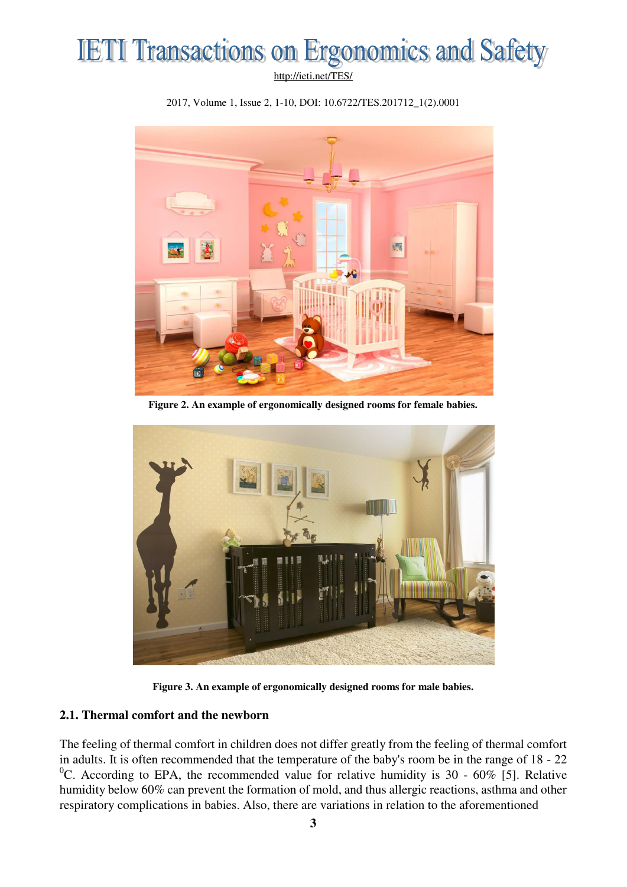Figure 2. An example of ergonomically designed rooms for female babies.

Figure 3. An example of ergonomically designed rooms for male babies.

### 2.1. Thermal comfort and the newborn

The feeling of thermal comfort in children does not differ greatly from the feeling of thermal comfort in adults. It is often recommended that the temperature of the baby's room be in the range of 18 - 22 $^{0}$C. According to EPA, the recommended value for relative humidity is 30 - 60% [5]. Relative humidity below 60% can prevent the formation of mold, and thus allergic reactions, asthma and other respiratory complications in babies. Also, there are variations in relation to the aforementioned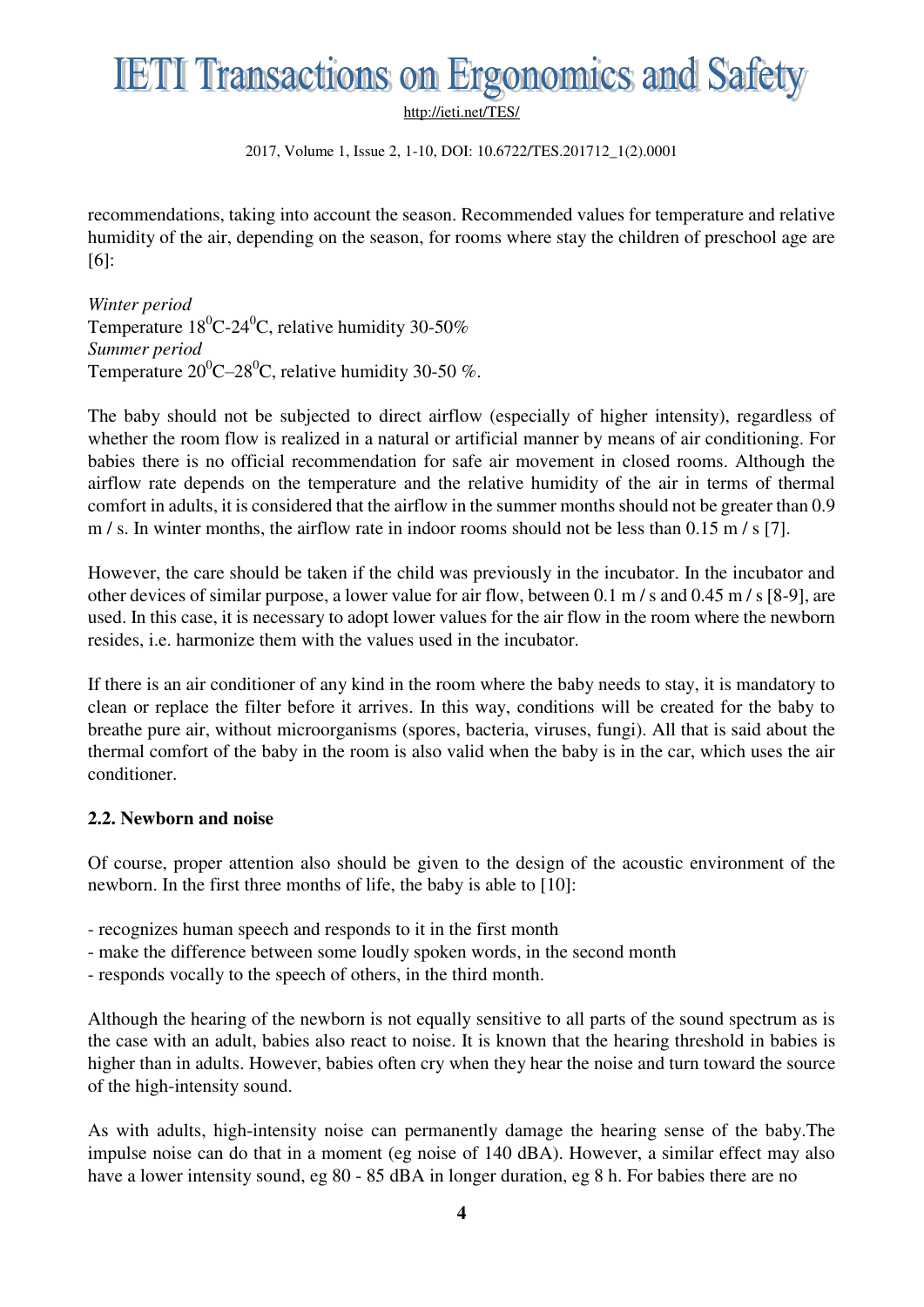recommendations, taking into account the season. Recommended values for temperature and relative humidity of the air, depending on the season, for rooms where stay the children of preschool age are [6]:

*Winter period*
Temperature $18^0$C-$24^0$C, relative humidity 30-50%
*Summer period*
Temperature $20^0$C–$28^0$C, relative humidity 30-50 %.

The baby should not be subjected to direct airflow (especially of higher intensity), regardless of whether the room flow is realized in a natural or artificial manner by means of air conditioning. For babies there is no official recommendation for safe air movement in closed rooms. Although the airflow rate depends on the temperature and the relative humidity of the air in terms of thermal comfort in adults, it is considered that the airflow in the summer months should not be greater than 0.9 m / s. In winter months, the airflow rate in indoor rooms should not be less than 0.15 m / s [7].

However, the care should be taken if the child was previously in the incubator. In the incubator and other devices of similar purpose, a lower value for air flow, between 0.1 m / s and 0.45 m / s [8-9], are used. In this case, it is necessary to adopt lower values for the air flow in the room where the newborn resides, i.e. harmonize them with the values used in the incubator.

If there is an air conditioner of any kind in the room where the baby needs to stay, it is mandatory to clean or replace the filter before it arrives. In this way, conditions will be created for the baby to breathe pure air, without microorganisms (spores, bacteria, viruses, fungi). All that is said about the thermal comfort of the baby in the room is also valid when the baby is in the car, which uses the air conditioner.

### 2.2. Newborn and noise

Of course, proper attention also should be given to the design of the acoustic environment of the newborn. In the first three months of life, the baby is able to [10]:

- recognizes human speech and responds to it in the first month
- make the difference between some loudly spoken words, in the second month
- responds vocally to the speech of others, in the third month.

Although the hearing of the newborn is not equally sensitive to all parts of the sound spectrum as is the case with an adult, babies also react to noise. It is known that the hearing threshold in babies is higher than in adults. However, babies often cry when they hear the noise and turn toward the source of the high-intensity sound.

As with adults, high-intensity noise can permanently damage the hearing sense of the baby.The impulse noise can do that in a moment (eg noise of 140 dBA). However, a similar effect may also have a lower intensity sound, eg 80 - 85 dBA in longer duration, eg 8 h. For babies there are no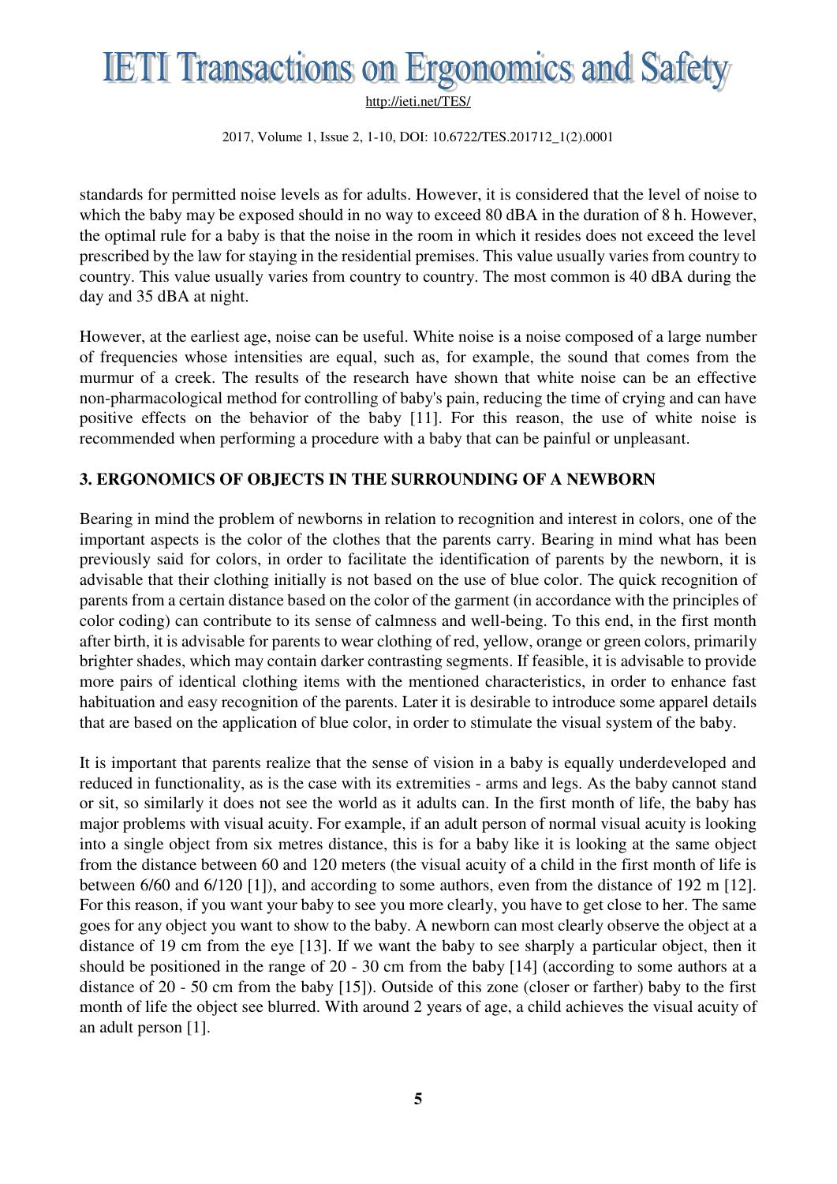standards for permitted noise levels as for adults. However, it is considered that the level of noise to which the baby may be exposed should in no way to exceed 80 dBA in the duration of 8 h. However, the optimal rule for a baby is that the noise in the room in which it resides does not exceed the level prescribed by the law for staying in the residential premises. This value usually varies from country to country. This value usually varies from country to country. The most common is 40 dBA during the day and 35 dBA at night.

However, at the earliest age, noise can be useful. White noise is a noise composed of a large number of frequencies whose intensities are equal, such as, for example, the sound that comes from the murmur of a creek. The results of the research have shown that white noise can be an effective non-pharmacological method for controlling of baby's pain, reducing the time of crying and can have positive effects on the behavior of the baby [11]. For this reason, the use of white noise is recommended when performing a procedure with a baby that can be painful or unpleasant.

## 3. ERGONOMICS OF OBJECTS IN THE SURROUNDING OF A NEWBORN

Bearing in mind the problem of newborns in relation to recognition and interest in colors, one of the important aspects is the color of the clothes that the parents carry. Bearing in mind what has been previously said for colors, in order to facilitate the identification of parents by the newborn, it is advisable that their clothing initially is not based on the use of blue color. The quick recognition of parents from a certain distance based on the color of the garment (in accordance with the principles of color coding) can contribute to its sense of calmness and well-being. To this end, in the first month after birth, it is advisable for parents to wear clothing of red, yellow, orange or green colors, primarily brighter shades, which may contain darker contrasting segments. If feasible, it is advisable to provide more pairs of identical clothing items with the mentioned characteristics, in order to enhance fast habituation and easy recognition of the parents. Later it is desirable to introduce some apparel details that are based on the application of blue color, in order to stimulate the visual system of the baby.

It is important that parents realize that the sense of vision in a baby is equally underdeveloped and reduced in functionality, as is the case with its extremities - arms and legs. As the baby cannot stand or sit, so similarly it does not see the world as it adults can. In the first month of life, the baby has major problems with visual acuity. For example, if an adult person of normal visual acuity is looking into a single object from six metres distance, this is for a baby like it is looking at the same object from the distance between 60 and 120 meters (the visual acuity of a child in the first month of life is between 6/60 and 6/120 [1]), and according to some authors, even from the distance of 192 m [12]. For this reason, if you want your baby to see you more clearly, you have to get close to her. The same goes for any object you want to show to the baby. A newborn can most clearly observe the object at a distance of 19 cm from the eye [13]. If we want the baby to see sharply a particular object, then it should be positioned in the range of 20 - 30 cm from the baby [14] (according to some authors at a distance of 20 - 50 cm from the baby [15]). Outside of this zone (closer or farther) baby to the first month of life the object see blurred. With around 2 years of age, a child achieves the visual acuity of an adult person [1].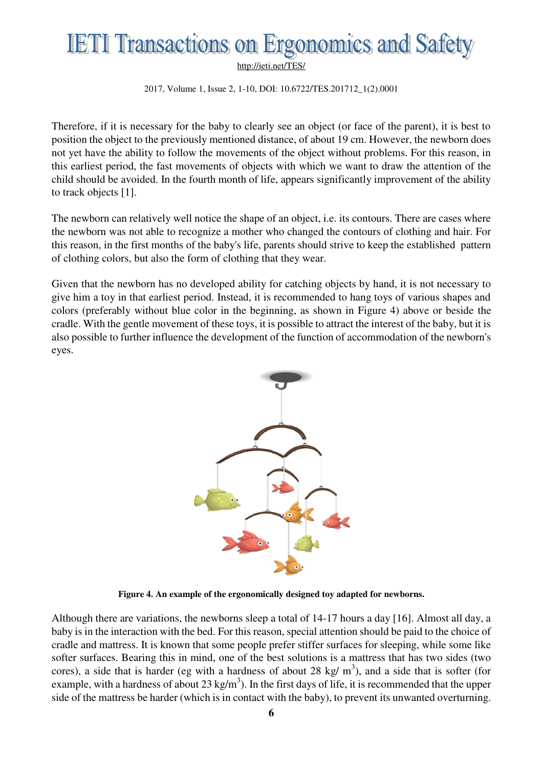Therefore, if it is necessary for the baby to clearly see an object (or face of the parent), it is best to position the object to the previously mentioned distance, of about 19 cm. However, the newborn does not yet have the ability to follow the movements of the object without problems. For this reason, in this earliest period, the fast movements of objects with which we want to draw the attention of the child should be avoided. In the fourth month of life, appears significantly improvement of the ability to track objects [1].

The newborn can relatively well notice the shape of an object, i.e. its contours. There are cases where the newborn was not able to recognize a mother who changed the contours of clothing and hair. For this reason, in the first months of the baby's life, parents should strive to keep the established pattern of clothing colors, but also the form of clothing that they wear.

Given that the newborn has no developed ability for catching objects by hand, it is not necessary to give him a toy in that earliest period. Instead, it is recommended to hang toys of various shapes and colors (preferably without blue color in the beginning, as shown in Figure 4) above or beside the cradle. With the gentle movement of these toys, it is possible to attract the interest of the baby, but it is also possible to further influence the development of the function of accommodation of the newborn's eyes.

**Figure 4. An example of the ergonomically designed toy adapted for newborns.**

Although there are variations, the newborns sleep a total of 14-17 hours a day [16]. Almost all day, a baby is in the interaction with the bed. For this reason, special attention should be paid to the choice of cradle and mattress. It is known that some people prefer stiffer surfaces for sleeping, while some like softer surfaces. Bearing this in mind, one of the best solutions is a mattress that has two sides (two cores), a side that is harder (eg with a hardness of about 28 $kg/m^3$), and a side that is softer (for example, with a hardness of about 23 $kg/m^3$). In the first days of life, it is recommended that the upper side of the mattress be harder (which is in contact with the baby), to prevent its unwanted overturning.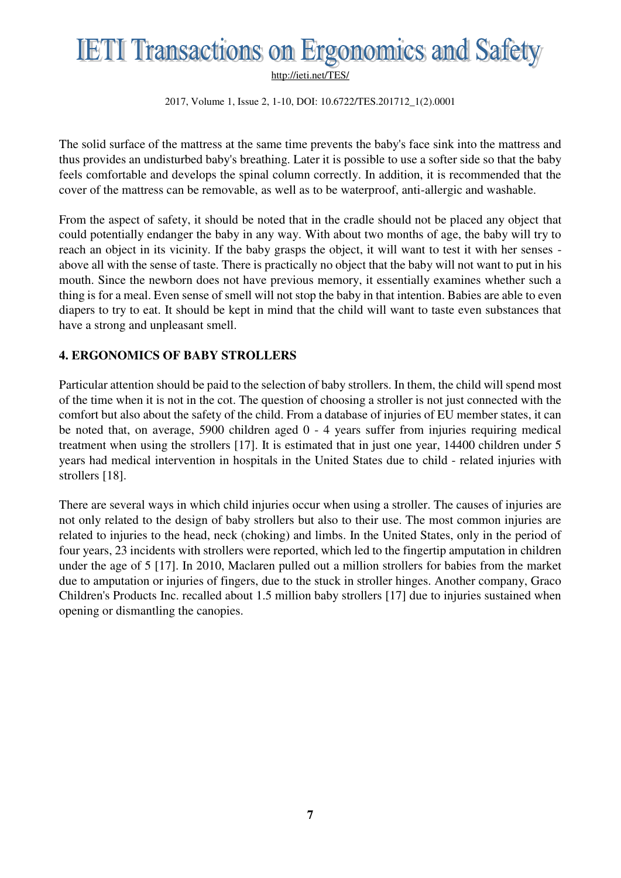The solid surface of the mattress at the same time prevents the baby's face sink into the mattress and thus provides an undisturbed baby's breathing. Later it is possible to use a softer side so that the baby feels comfortable and develops the spinal column correctly. In addition, it is recommended that the cover of the mattress can be removable, as well as to be waterproof, anti-allergic and washable.

From the aspect of safety, it should be noted that in the cradle should not be placed any object that could potentially endanger the baby in any way. With about two months of age, the baby will try to reach an object in its vicinity. If the baby grasps the object, it will want to test it with her senses - above all with the sense of taste. There is practically no object that the baby will not want to put in his mouth. Since the newborn does not have previous memory, it essentially examines whether such a thing is for a meal. Even sense of smell will not stop the baby in that intention. Babies are able to even diapers to try to eat. It should be kept in mind that the child will want to taste even substances that have a strong and unpleasant smell.

## 4. ERGONOMICS OF BABY STROLLERS

Particular attention should be paid to the selection of baby strollers. In them, the child will spend most of the time when it is not in the cot. The question of choosing a stroller is not just connected with the comfort but also about the safety of the child. From a database of injuries of EU member states, it can be noted that, on average, 5900 children aged 0 - 4 years suffer from injuries requiring medical treatment when using the strollers [17]. It is estimated that in just one year, 14400 children under 5 years had medical intervention in hospitals in the United States due to child - related injuries with strollers [18].

There are several ways in which child injuries occur when using a stroller. The causes of injuries are not only related to the design of baby strollers but also to their use. The most common injuries are related to injuries to the head, neck (choking) and limbs. In the United States, only in the period of four years, 23 incidents with strollers were reported, which led to the fingertip amputation in children under the age of 5 [17]. In 2010, Maclaren pulled out a million strollers for babies from the market due to amputation or injuries of fingers, due to the stuck in stroller hinges. Another company, Graco Children's Products Inc. recalled about 1.5 million baby strollers [17] due to injuries sustained when opening or dismantling the canopies.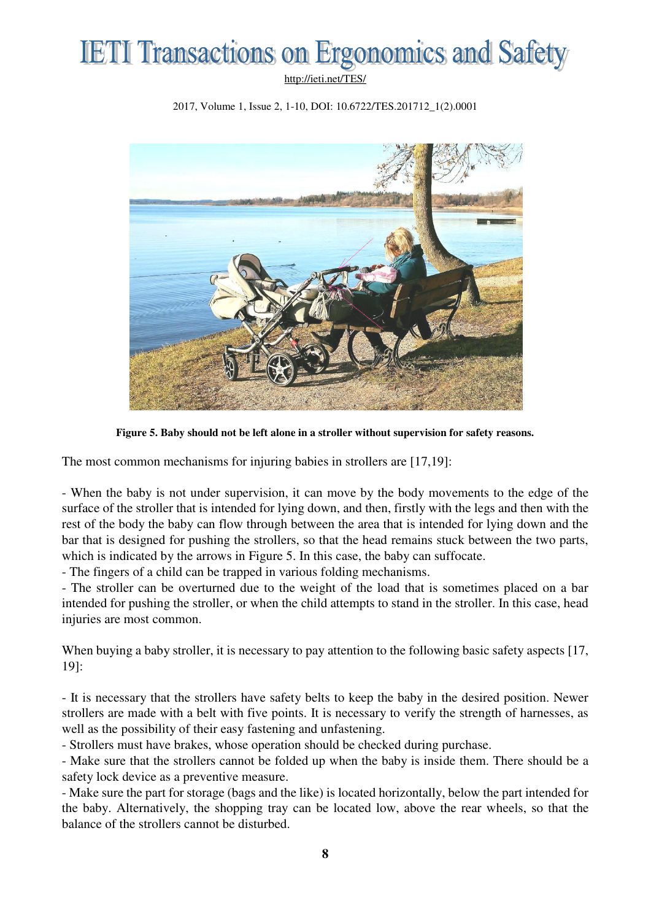**Figure 5. Baby should not be left alone in a stroller without supervision for safety reasons.**

The most common mechanisms for injuring babies in strollers are [17,19]:

- When the baby is not under supervision, it can move by the body movements to the edge of the surface of the stroller that is intended for lying down, and then, firstly with the legs and then with the rest of the body the baby can flow through between the area that is intended for lying down and the bar that is designed for pushing the strollers, so that the head remains stuck between the two parts, which is indicated by the arrows in Figure 5. In this case, the baby can suffocate.
- The fingers of a child can be trapped in various folding mechanisms.
- The stroller can be overturned due to the weight of the load that is sometimes placed on a bar intended for pushing the stroller, or when the child attempts to stand in the stroller. In this case, head injuries are most common.

When buying a baby stroller, it is necessary to pay attention to the following basic safety aspects [17, 19]:

- It is necessary that the strollers have safety belts to keep the baby in the desired position. Newer strollers are made with a belt with five points. It is necessary to verify the strength of harnesses, as well as the possibility of their easy fastening and unfastening.
- Strollers must have brakes, whose operation should be checked during purchase.
- Make sure that the strollers cannot be folded up when the baby is inside them. There should be a safety lock device as a preventive measure.
- Make sure the part for storage (bags and the like) is located horizontally, below the part intended for the baby. Alternatively, the shopping tray can be located low, above the rear wheels, so that the balance of the strollers cannot be disturbed.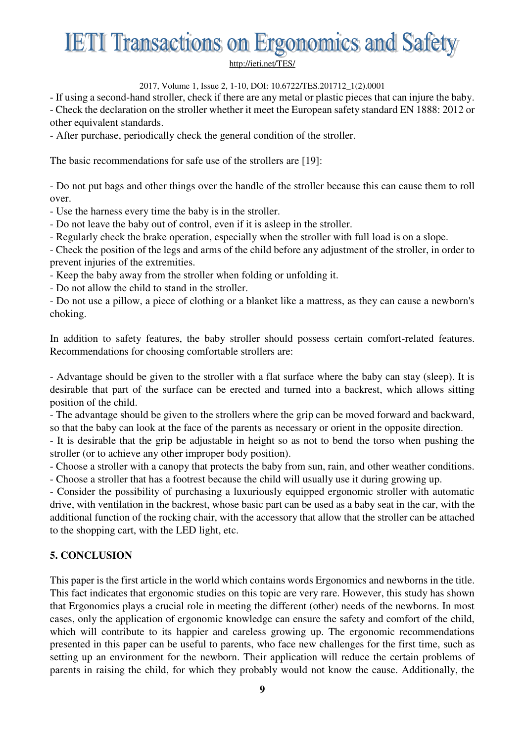- If using a second-hand stroller, check if there are any metal or plastic pieces that can injure the baby.
- Check the declaration on the stroller whether it meet the European safety standard EN 1888: 2012 or other equivalent standards.
- After purchase, periodically check the general condition of the stroller.

The basic recommendations for safe use of the strollers are [19]:

- Do not put bags and other things over the handle of the stroller because this can cause them to roll over.
- Use the harness every time the baby is in the stroller.
- Do not leave the baby out of control, even if it is asleep in the stroller.
- Regularly check the brake operation, especially when the stroller with full load is on a slope.
- Check the position of the legs and arms of the child before any adjustment of the stroller, in order to prevent injuries of the extremities.
- Keep the baby away from the stroller when folding or unfolding it.
- Do not allow the child to stand in the stroller.
- Do not use a pillow, a piece of clothing or a blanket like a mattress, as they can cause a newborn's choking.

In addition to safety features, the baby stroller should possess certain comfort-related features. Recommendations for choosing comfortable strollers are:

- Advantage should be given to the stroller with a flat surface where the baby can stay (sleep). It is desirable that part of the surface can be erected and turned into a backrest, which allows sitting position of the child.
- The advantage should be given to the strollers where the grip can be moved forward and backward, so that the baby can look at the face of the parents as necessary or orient in the opposite direction.
- It is desirable that the grip be adjustable in height so as not to bend the torso when pushing the stroller (or to achieve any other improper body position).
- Choose a stroller with a canopy that protects the baby from sun, rain, and other weather conditions.
- Choose a stroller that has a footrest because the child will usually use it during growing up.
- Consider the possibility of purchasing a luxuriously equipped ergonomic stroller with automatic drive, with ventilation in the backrest, whose basic part can be used as a baby seat in the car, with the additional function of the rocking chair, with the accessory that allow that the stroller can be attached to the shopping cart, with the LED light, etc.

## 5. CONCLUSION

This paper is the first article in the world which contains words Ergonomics and newborns in the title. This fact indicates that ergonomic studies on this topic are very rare. However, this study has shown that Ergonomics plays a crucial role in meeting the different (other) needs of the newborns. In most cases, only the application of ergonomic knowledge can ensure the safety and comfort of the child, which will contribute to its happier and careless growing up. The ergonomic recommendations presented in this paper can be useful to parents, who face new challenges for the first time, such as setting up an environment for the newborn. Their application will reduce the certain problems of parents in raising the child, for which they probably would not know the cause. Additionally, the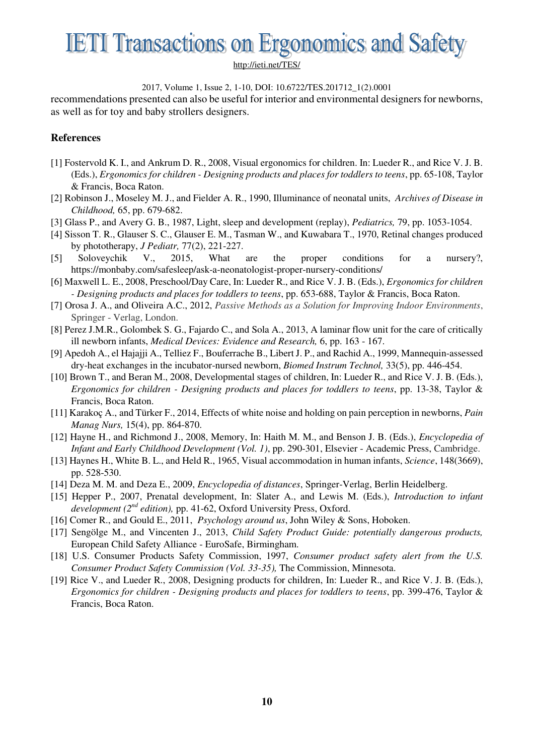recommendations presented can also be useful for interior and environmental designers for newborns, as well as for toy and baby strollers designers.

## References

[1] Fostervold K. I., and Ankrum D. R., 2008, Visual ergonomics for children. In: Lueder R., and Rice V. J. B. (Eds.), *Ergonomics for children - Designing products and places for toddlers to teens*, pp. 65-108, Taylor & Francis, Boca Raton.

[2] Robinson J., Moseley M. J., and Fielder A. R., 1990, Illuminance of neonatal units, *Archives of Disease in Childhood,* 65, pp. 679-682.

[3] Glass P., and Avery G. B., 1987, Light, sleep and development (replay), *Pediatrics,* 79, pp. 1053-1054.

[4] Sisson T. R., Glauser S. C., Glauser E. M., Tasman W., and Kuwabara T., 1970, Retinal changes produced by phototherapy, *J Pediatr,* 77(2), 221-227.

[5] Soloveychik V., 2015, What are the proper conditions for a nursery?, https://monbaby.com/safesleep/ask-a-neonatologist-proper-nursery-conditions/

[6] Maxwell L. E., 2008, Preschool/Day Care, In: Lueder R., and Rice V. J. B. (Eds.), *Ergonomics for children - Designing products and places for toddlers to teens*, pp. 653-688, Taylor & Francis, Boca Raton.

[7] Orosa J. A., and Oliveira A.C., 2012, *Passive Methods as a Solution for Improving Indoor Environments*, Springer - Verlag, London.

[8] Perez J.M.R., Golombek S. G., Fajardo C., and Sola A., 2013, A laminar flow unit for the care of critically ill newborn infants, *Medical Devices: Evidence and Research,* 6, pp. 163 - 167.

[9] Apedoh A., el Hajajji A., Telliez F., Bouferrache B., Libert J. P., and Rachid A., 1999, Mannequin-assessed dry-heat exchanges in the incubator-nursed newborn, *Biomed Instrum Technol,* 33(5), pp. 446-454.

[10] Brown T., and Beran M., 2008, Developmental stages of children, In: Lueder R., and Rice V. J. B. (Eds.), *Ergonomics for children - Designing products and places for toddlers to teens*, pp. 13-38, Taylor & Francis, Boca Raton.

[11] Karakoç A., and Türker F., 2014, Effects of white noise and holding on pain perception in newborns, *Pain Manag Nurs,* 15(4), pp. 864-870.

[12] Hayne H., and Richmond J., 2008, Memory, In: Haith M. M., and Benson J. B. (Eds.), *Encyclopedia of Infant and Early Childhood Development (Vol. 1)*, pp. 290-301, Elsevier - Academic Press, Cambridge.

[13] Haynes H., White B. L., and Held R., 1965, Visual accommodation in human infants, *Science*, 148(3669), pp. 528-530.

[14] Deza M. M. and Deza E., 2009, *Encyclopedia of distances*, Springer-Verlag, Berlin Heidelberg.

[15] Hepper P., 2007, Prenatal development, In: Slater A., and Lewis M. (Eds.), *Introduction to infant development (2nd edition),* pp. 41-62, Oxford University Press, Oxford.

[16] Comer R., and Gould E., 2011, *Psychology around us*, John Wiley & Sons, Hoboken.

[17] Sengölge M., and Vincenten J., 2013, *Child Safety Product Guide: potentially dangerous products,* European Child Safety Alliance - EuroSafe, Birmingham.

[18] U.S. Consumer Products Safety Commission, 1997, *Consumer product safety alert from the U.S. Consumer Product Safety Commission (Vol. 33-35),* The Commission, Minnesota.

[19] Rice V., and Lueder R., 2008, Designing products for children, In: Lueder R., and Rice V. J. B. (Eds.), *Ergonomics for children - Designing products and places for toddlers to teens*, pp. 399-476, Taylor & Francis, Boca Raton.